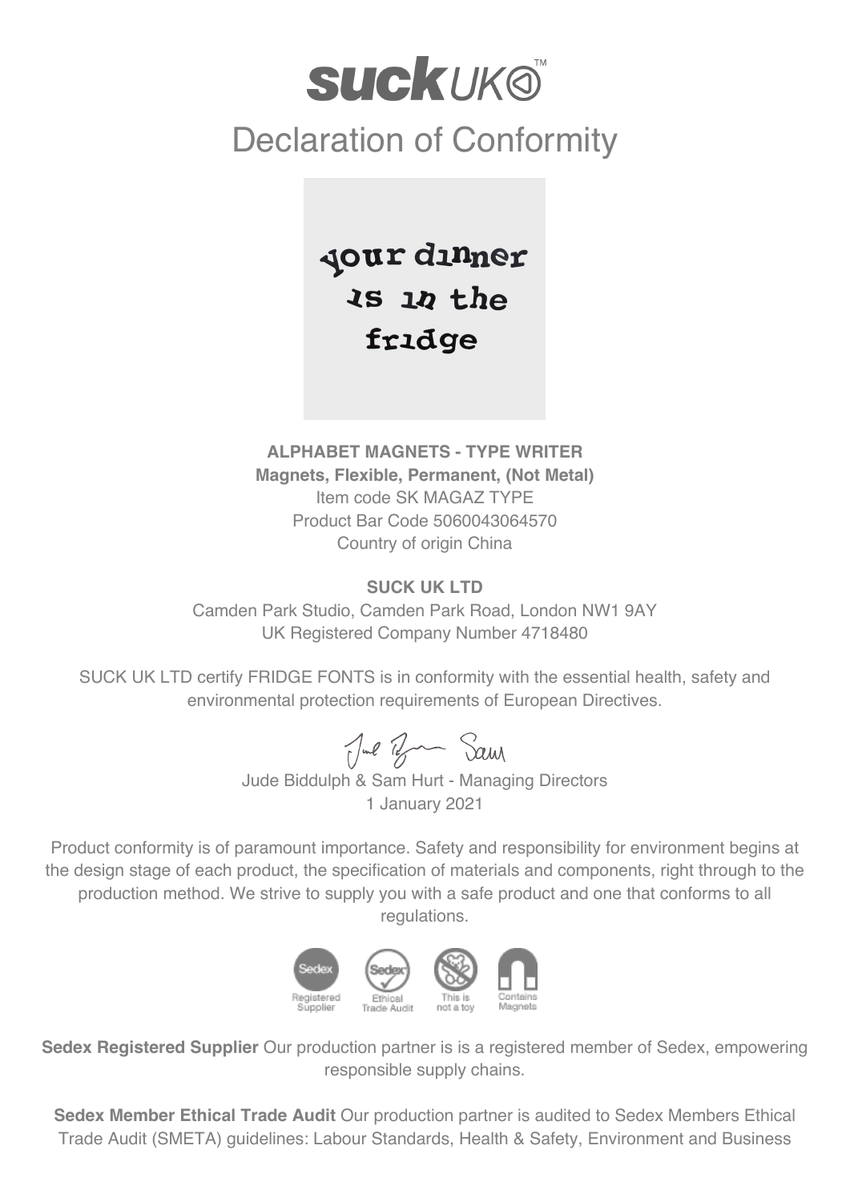# suckUK™

## Declaration of Conformity

your dinner is in the fridge

**ALPHABET MAGNETS - TYPE WRITER**
**Magnets, Flexible, Permanent, (Not Metal)**
Item code SK MAGAZ TYPE
Product Bar Code 5060043064570
Country of origin China

**SUCK UK LTD**
Camden Park Studio, Camden Park Road, London NW1 9AY
UK Registered Company Number 4718480

SUCK UK LTD certify FRIDGE FONTS is in conformity with the essential health, safety and environmental protection requirements of European Directives.

Jude Biddulph & Sam Hurt - Managing Directors
1 January 2021

Product conformity is of paramount importance. Safety and responsibility for environment begins at the design stage of each product, the specification of materials and components, right through to the production method. We strive to supply you with a safe product and one that conforms to all regulations.

Sedex Registered Supplier | Sedex Ethical Trade Audit | This is not a toy | Contains Magnets

**Sedex Registered Supplier** Our production partner is is a registered member of Sedex, empowering responsible supply chains.

**Sedex Member Ethical Trade Audit** Our production partner is audited to Sedex Members Ethical Trade Audit (SMETA) guidelines: Labour Standards, Health & Safety, Environment and Business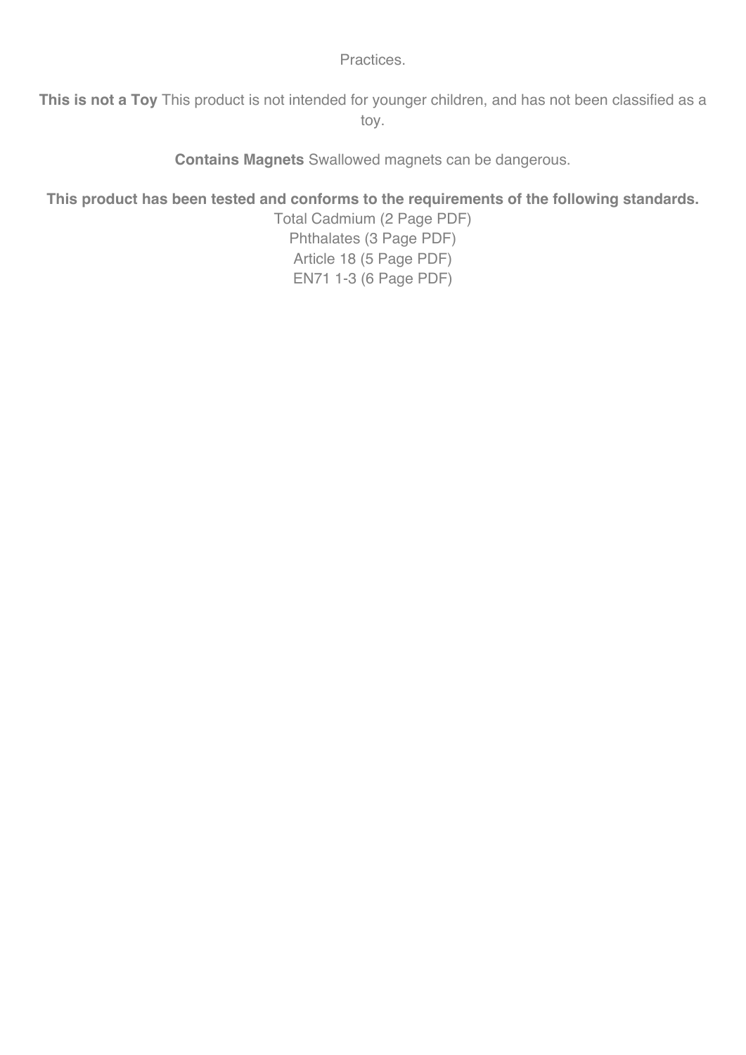Practices.

**This is not a Toy** This product is not intended for younger children, and has not been classified as a toy.

**Contains Magnets** Swallowed magnets can be dangerous.

**This product has been tested and conforms to the requirements of the following standards.**

Total Cadmium (2 Page PDF)
Phthalates (3 Page PDF)
Article 18 (5 Page PDF)
EN71 1-3 (6 Page PDF)